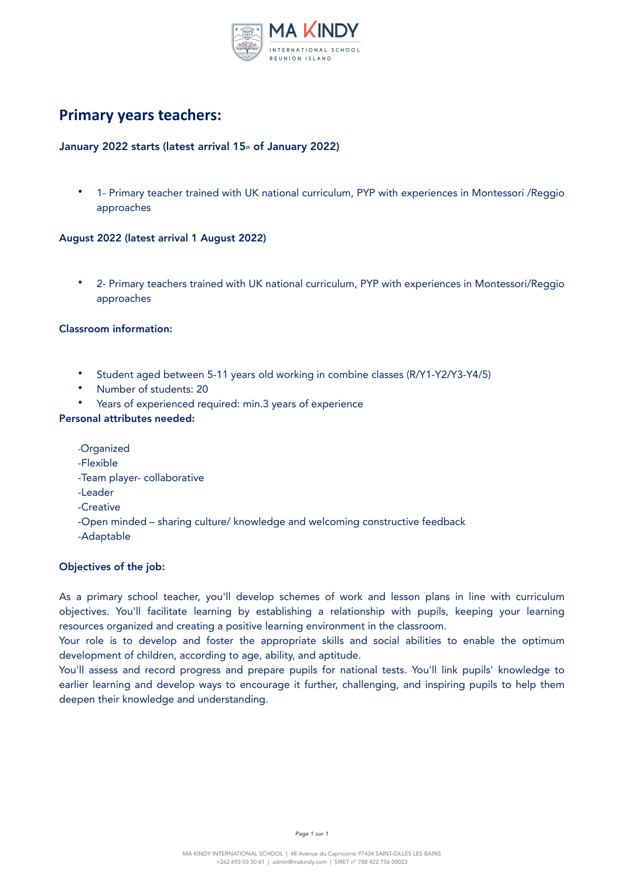MA KINDY
INTERNATIONAL SCHOOL
REUNION ISLAND

# Primary years teachers:

### January 2022 starts (latest arrival 15th of January 2022)

- 1- Primary teacher trained with UK national curriculum, PYP with experiences in Montessori /Reggio approaches

### August 2022 (latest arrival 1 August 2022)

- 2- Primary teachers trained with UK national curriculum, PYP with experiences in Montessori/Reggio approaches

### Classroom information:

- Student aged between 5-11 years old working in combine classes (R/Y1-Y2/Y3-Y4/5)
- Number of students: 20
- Years of experienced required: min.3 years of experience

### Personal attributes needed:

-Organized
-Flexible
-Team player- collaborative
-Leader
-Creative
-Open minded – sharing culture/ knowledge and welcoming constructive feedback
-Adaptable

### Objectives of the job:

As a primary school teacher, you'll develop schemes of work and lesson plans in line with curriculum objectives. You'll facilitate learning by establishing a relationship with pupils, keeping your learning resources organized and creating a positive learning environment in the classroom.
Your role is to develop and foster the appropriate skills and social abilities to enable the optimum development of children, according to age, ability, and aptitude.
You'll assess and record progress and prepare pupils for national tests. You'll link pupils' knowledge to earlier learning and develop ways to encourage it further, challenging, and inspiring pupils to help them deepen their knowledge and understanding.

MA KINDY INTERNATIONAL SCHOOL | 48 Avenue du Capricorne 97434 SAINT-GILLES LES BAINS
+262 693 03 50 61 | admin@makindy.com | SIRET n° 788 422 756 00023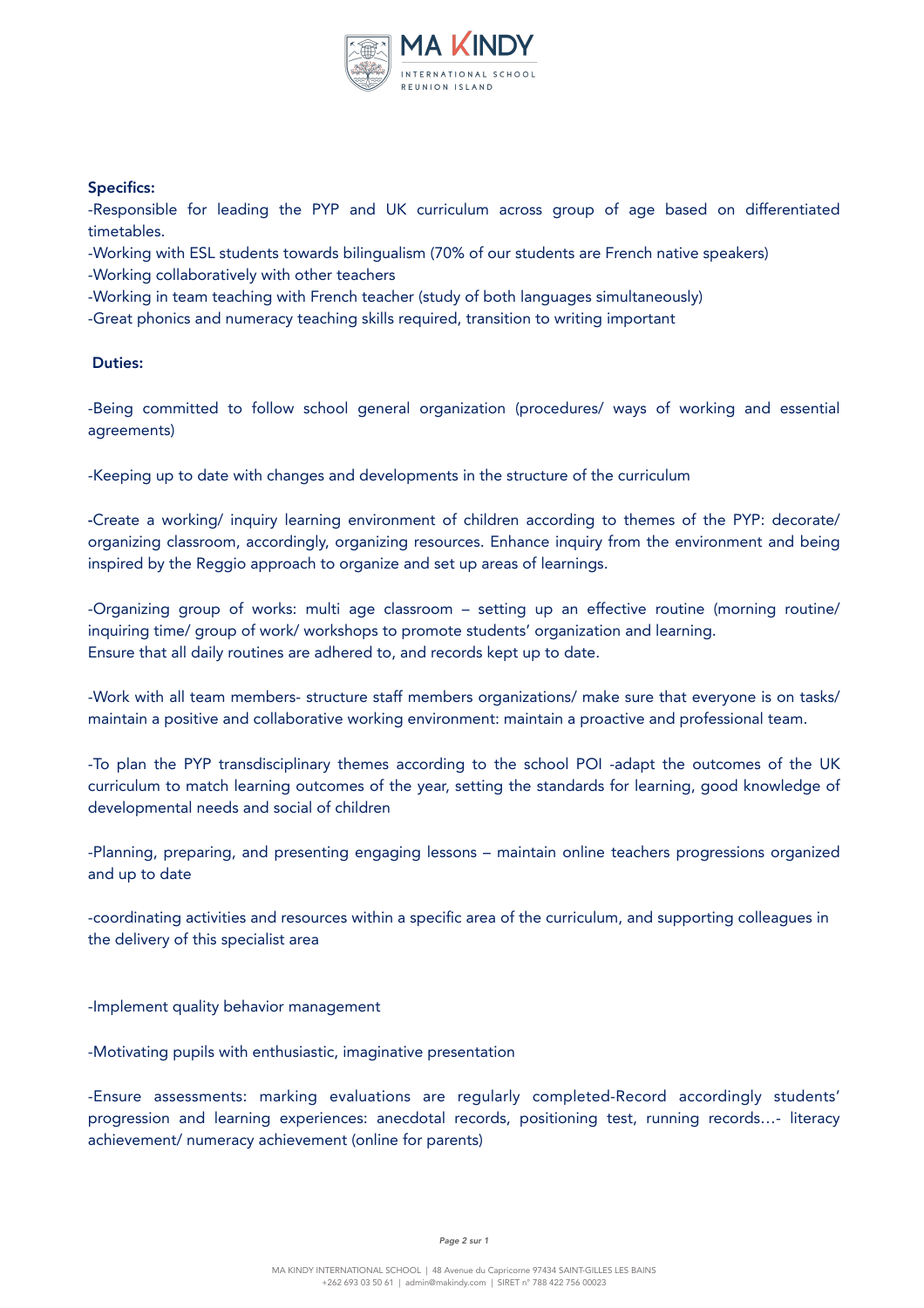**Specifics:**

-Responsible for leading the PYP and UK curriculum across group of age based on differentiated timetables.

-Working with ESL students towards bilingualism (70% of our students are French native speakers)

-Working collaboratively with other teachers

-Working in team teaching with French teacher (study of both languages simultaneously)

-Great phonics and numeracy teaching skills required, transition to writing important

**Duties:**

-Being committed to follow school general organization (procedures/ ways of working and essential agreements)

-Keeping up to date with changes and developments in the structure of the curriculum

-Create a working/ inquiry learning environment of children according to themes of the PYP: decorate/ organizing classroom, accordingly, organizing resources. Enhance inquiry from the environment and being inspired by the Reggio approach to organize and set up areas of learnings.

-Organizing group of works: multi age classroom – setting up an effective routine (morning routine/ inquiring time/ group of work/ workshops to promote students' organization and learning.
Ensure that all daily routines are adhered to, and records kept up to date.

-Work with all team members- structure staff members organizations/ make sure that everyone is on tasks/ maintain a positive and collaborative working environment: maintain a proactive and professional team.

-To plan the PYP transdisciplinary themes according to the school POI -adapt the outcomes of the UK curriculum to match learning outcomes of the year, setting the standards for learning, good knowledge of developmental needs and social of children

-Planning, preparing, and presenting engaging lessons – maintain online teachers progressions organized and up to date

-coordinating activities and resources within a specific area of the curriculum, and supporting colleagues in the delivery of this specialist area

-Implement quality behavior management

-Motivating pupils with enthusiastic, imaginative presentation

-Ensure assessments: marking evaluations are regularly completed-Record accordingly students' progression and learning experiences: anecdotal records, positioning test, running records…- literacy achievement/ numeracy achievement (online for parents)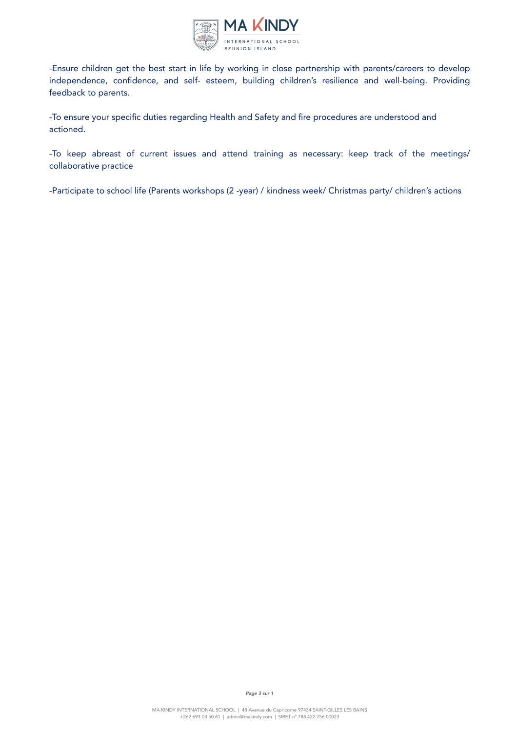-Ensure children get the best start in life by working in close partnership with parents/careers to develop independence, confidence, and self- esteem, building children's resilience and well-being. Providing feedback to parents.

-To ensure your specific duties regarding Health and Safety and fire procedures are understood and actioned.

-To keep abreast of current issues and attend training as necessary: keep track of the meetings/ collaborative practice

-Participate to school life (Parents workshops (2 -year) / kindness week/ Christmas party/ children's actions